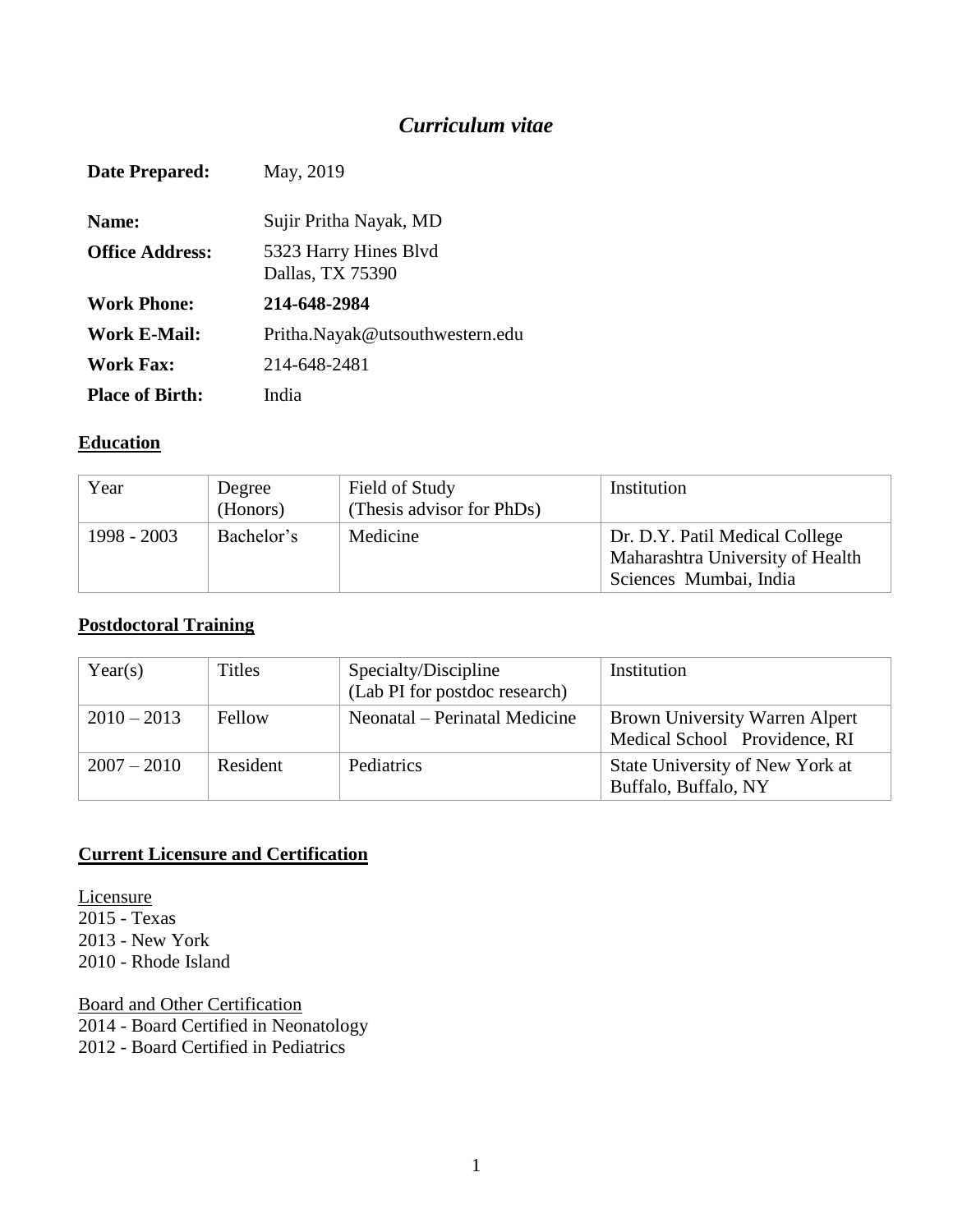# *Curriculum vitae*

| | |
|---|---|
| **Date Prepared:** | May, 2019 |
| **Name:** | Sujir Pritha Nayak, MD |
| **Office Address:** | 5323 Harry Hines Blvd<br>Dallas, TX 75390 |
| **Work Phone:** | **214-648-2984** |
| **Work E-Mail:** | Pritha.Nayak@utsouthwestern.edu |
| **Work Fax:** | 214-648-2481 |
| **Place of Birth:** | India |

## Education

| Year | Degree (Honors) | Field of Study (Thesis advisor for PhDs) | Institution |
|---|---|---|---|
| 1998 - 2003 | Bachelor's | Medicine | Dr. D.Y. Patil Medical College Maharashtra University of Health Sciences Mumbai, India |

## Postdoctoral Training

| Year(s) | Titles | Specialty/Discipline (Lab PI for postdoc research) | Institution |
|---|---|---|---|
| 2010 – 2013 | Fellow | Neonatal – Perinatal Medicine | Brown University Warren Alpert Medical School Providence, RI |
| 2007 – 2010 | Resident | Pediatrics | State University of New York at Buffalo, Buffalo, NY |

## Current Licensure and Certification

Licensure
2015 - Texas
2013 - New York
2010 - Rhode Island

Board and Other Certification
2014 - Board Certified in Neonatology
2012 - Board Certified in Pediatrics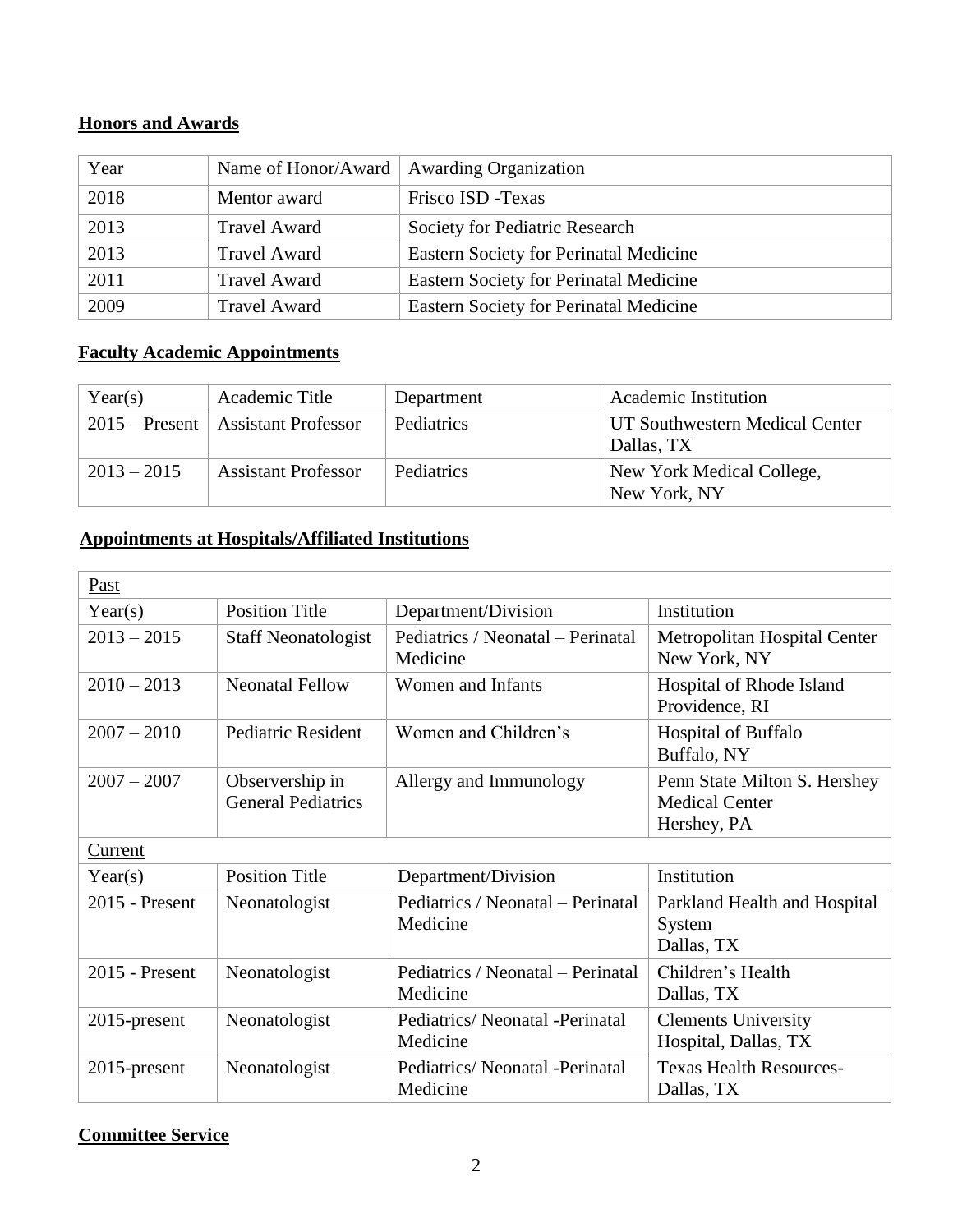## Honors and Awards

| Year | Name of Honor/Award | Awarding Organization |
|---|---|---|
| 2018 | Mentor award | Frisco ISD -Texas |
| 2013 | Travel Award | Society for Pediatric Research |
| 2013 | Travel Award | Eastern Society for Perinatal Medicine |
| 2011 | Travel Award | Eastern Society for Perinatal Medicine |
| 2009 | Travel Award | Eastern Society for Perinatal Medicine |

## Faculty Academic Appointments

| Year(s) | Academic Title | Department | Academic Institution |
|---|---|---|---|
| 2015 – Present | Assistant Professor | Pediatrics | UT Southwestern Medical Center Dallas, TX |
| 2013 – 2015 | Assistant Professor | Pediatrics | New York Medical College, New York, NY |

## Appointments at Hospitals/Affiliated Institutions

| Past | | | |
|---|---|---|---|
| Year(s) | Position Title | Department/Division | Institution |
| 2013 – 2015 | Staff Neonatologist | Pediatrics / Neonatal – Perinatal Medicine | Metropolitan Hospital Center New York, NY |
| 2010 – 2013 | Neonatal Fellow | Women and Infants | Hospital of Rhode Island Providence, RI |
| 2007 – 2010 | Pediatric Resident | Women and Children's | Hospital of Buffalo Buffalo, NY |
| 2007 – 2007 | Observership in General Pediatrics | Allergy and Immunology | Penn State Milton S. Hershey Medical Center Hershey, PA |
| Current | | | |
| Year(s) | Position Title | Department/Division | Institution |
| 2015 - Present | Neonatologist | Pediatrics / Neonatal – Perinatal Medicine | Parkland Health and Hospital System Dallas, TX |
| 2015 - Present | Neonatologist | Pediatrics / Neonatal – Perinatal Medicine | Children's Health Dallas, TX |
| 2015-present | Neonatologist | Pediatrics/ Neonatal -Perinatal Medicine | Clements University Hospital, Dallas, TX |
| 2015-present | Neonatologist | Pediatrics/ Neonatal -Perinatal Medicine | Texas Health Resources- Dallas, TX |

## Committee Service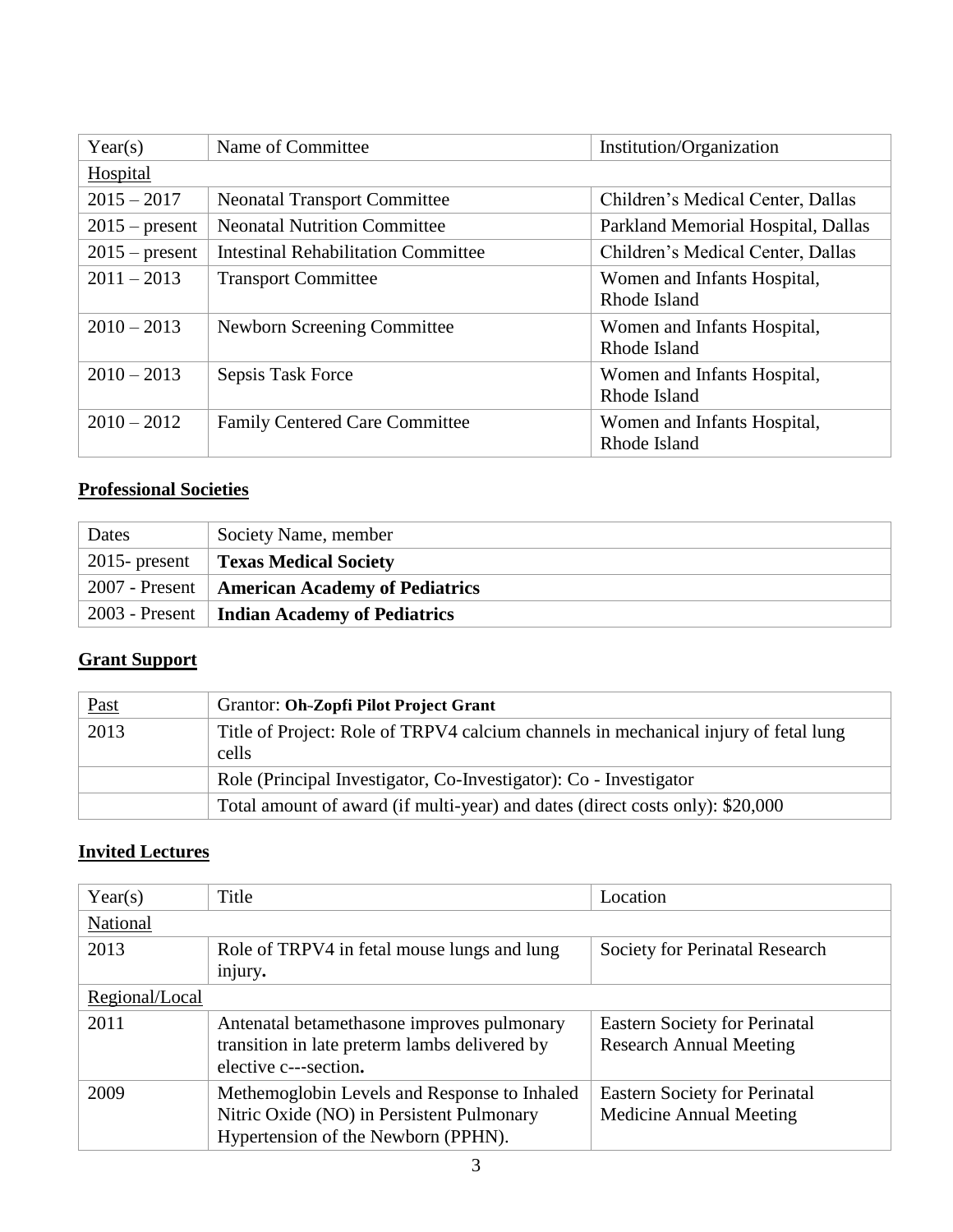| Year(s) | Name of Committee | Institution/Organization |
| --- | --- | --- |
| Hospital | | |
| 2015 – 2017 | Neonatal Transport Committee | Children's Medical Center, Dallas |
| 2015 – present | Neonatal Nutrition Committee | Parkland Memorial Hospital, Dallas |
| 2015 – present | Intestinal Rehabilitation Committee | Children's Medical Center, Dallas |
| 2011 – 2013 | Transport Committee | Women and Infants Hospital, Rhode Island |
| 2010 – 2013 | Newborn Screening Committee | Women and Infants Hospital, Rhode Island |
| 2010 – 2013 | Sepsis Task Force | Women and Infants Hospital, Rhode Island |
| 2010 – 2012 | Family Centered Care Committee | Women and Infants Hospital, Rhode Island |

## Professional Societies

| Dates | Society Name, member |
| --- | --- |
| 2015- present | **Texas Medical Society** |
| 2007 - Present | **American Academy of Pediatrics** |
| 2003 - Present | **Indian Academy of Pediatrics** |

## Grant Support

| Past | Grantor: **Oh-Zopfi Pilot Project Grant** |
| --- | --- |
| 2013 | Title of Project: Role of TRPV4 calcium channels in mechanical injury of fetal lung cells |
| | Role (Principal Investigator, Co-Investigator): Co - Investigator |
| | Total amount of award (if multi-year) and dates (direct costs only): $20,000 |

## Invited Lectures

| Year(s) | Title | Location |
| --- | --- | --- |
| National | | |
| 2013 | Role of TRPV4 in fetal mouse lungs and lung injury**.** | Society for Perinatal Research |
| Regional/Local | | |
| 2011 | Antenatal betamethasone improves pulmonary transition in late preterm lambs delivered by elective c---section**.** | Eastern Society for Perinatal Research Annual Meeting |
| 2009 | Methemoglobin Levels and Response to Inhaled Nitric Oxide (NO) in Persistent Pulmonary Hypertension of the Newborn (PPHN). | Eastern Society for Perinatal Medicine Annual Meeting |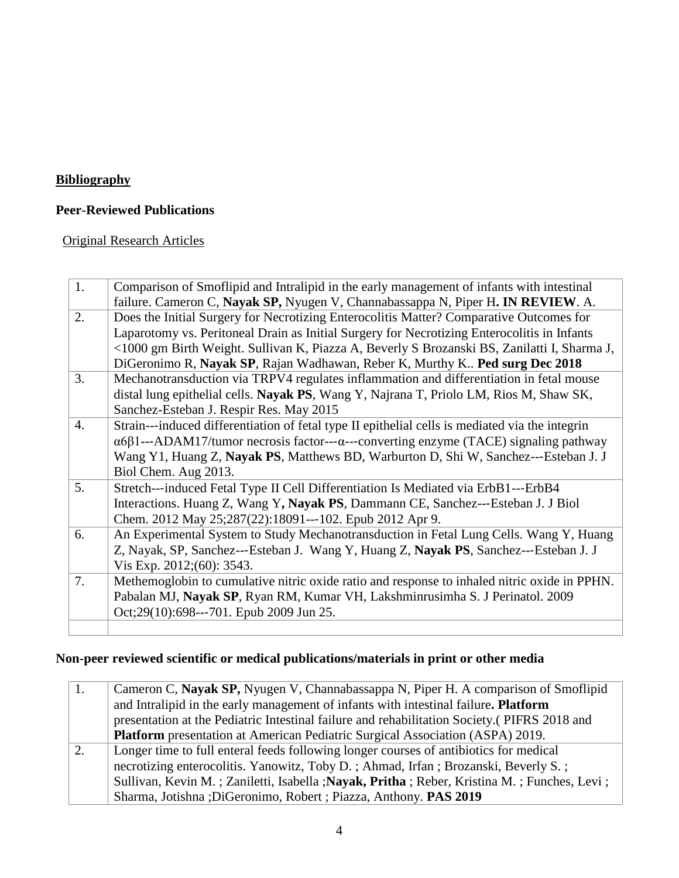## **Bibliography**

### **Peer-Reviewed Publications**

Original Research Articles

| | |
|---|---|
| 1. | Comparison of Smoflipid and Intralipid in the early management of infants with intestinal failure. Cameron C, **Nayak SP,** Nyugen V, Channabassappa N, Piper H**. IN REVIEW**. A. |
| 2. | Does the Initial Surgery for Necrotizing Enterocolitis Matter? Comparative Outcomes for Laparotomy vs. Peritoneal Drain as Initial Surgery for Necrotizing Enterocolitis in Infants <1000 gm Birth Weight. Sullivan K, Piazza A, Beverly S Brozanski BS, Zanilatti I, Sharma J, DiGeronimo R, **Nayak SP**, Rajan Wadhawan, Reber K, Murthy K.. **Ped surg Dec 2018** |
| 3. | Mechanotransduction via TRPV4 regulates inflammation and differentiation in fetal mouse distal lung epithelial cells. **Nayak PS**, Wang Y, Najrana T, Priolo LM, Rios M, Shaw SK, Sanchez-Esteban J. Respir Res. May 2015 |
| 4. | Strain---induced differentiation of fetal type II epithelial cells is mediated via the integrin α6β1---ADAM17/tumor necrosis factor---α---converting enzyme (TACE) signaling pathway Wang Y1, Huang Z, **Nayak PS**, Matthews BD, Warburton D, Shi W, Sanchez---Esteban J. J Biol Chem. Aug 2013. |
| 5. | Stretch---induced Fetal Type II Cell Differentiation Is Mediated via ErbB1---ErbB4 Interactions. Huang Z, Wang Y**, Nayak PS**, Dammann CE, Sanchez---Esteban J. J Biol Chem. 2012 May 25;287(22):18091---102. Epub 2012 Apr 9. |
| 6. | An Experimental System to Study Mechanotransduction in Fetal Lung Cells. Wang Y, Huang Z, Nayak, SP, Sanchez---Esteban J. Wang Y, Huang Z, **Nayak PS**, Sanchez---Esteban J. J Vis Exp. 2012;(60): 3543. |
| 7. | Methemoglobin to cumulative nitric oxide ratio and response to inhaled nitric oxide in PPHN. Pabalan MJ, **Nayak SP**, Ryan RM, Kumar VH, Lakshminrusimha S. J Perinatol. 2009 Oct;29(10):698---701. Epub 2009 Jun 25. |
| | |

### **Non-peer reviewed scientific or medical publications/materials in print or other media**

| | |
|---|---|
| 1. | Cameron C, **Nayak SP,** Nyugen V, Channabassappa N, Piper H. A comparison of Smoflipid and Intralipid in the early management of infants with intestinal failure**. Platform** presentation at the Pediatric Intestinal failure and rehabilitation Society.( PIFRS 2018 and **Platform** presentation at American Pediatric Surgical Association (ASPA) 2019. |
| 2. | Longer time to full enteral feeds following longer courses of antibiotics for medical necrotizing enterocolitis. Yanowitz, Toby D. ; Ahmad, Irfan ; Brozanski, Beverly S. ; Sullivan, Kevin M. ; Zaniletti, Isabella ;**Nayak, Pritha** ; Reber, Kristina M. ; Funches, Levi ; Sharma, Jotishna ;DiGeronimo, Robert ; Piazza, Anthony. **PAS 2019** |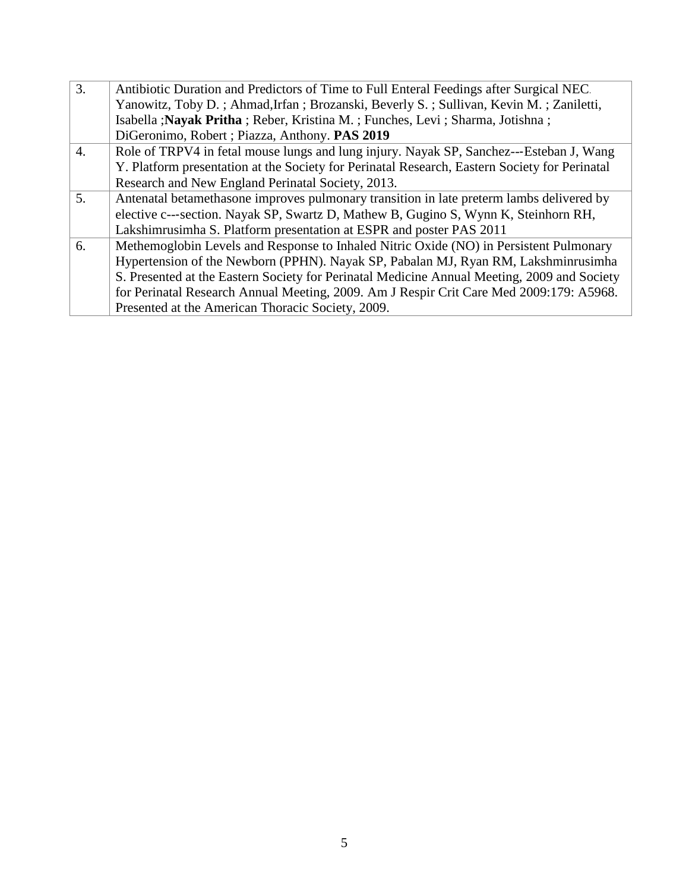| | |
|---|---|
| 3. | Antibiotic Duration and Predictors of Time to Full Enteral Feedings after Surgical NEC. Yanowitz, Toby D. ; Ahmad,Irfan ; Brozanski, Beverly S. ; Sullivan, Kevin M. ; Zaniletti, Isabella ;**Nayak Pritha** ; Reber, Kristina M. ; Funches, Levi ; Sharma, Jotishna ; DiGeronimo, Robert ; Piazza, Anthony. **PAS 2019** |
| 4. | Role of TRPV4 in fetal mouse lungs and lung injury. Nayak SP, Sanchez---Esteban J, Wang Y. Platform presentation at the Society for Perinatal Research, Eastern Society for Perinatal Research and New England Perinatal Society, 2013. |
| 5. | Antenatal betamethasone improves pulmonary transition in late preterm lambs delivered by elective c---section. Nayak SP, Swartz D, Mathew B, Gugino S, Wynn K, Steinhorn RH, Lakshimrusimha S. Platform presentation at ESPR and poster PAS 2011 |
| 6. | Methemoglobin Levels and Response to Inhaled Nitric Oxide (NO) in Persistent Pulmonary Hypertension of the Newborn (PPHN). Nayak SP, Pabalan MJ, Ryan RM, Lakshminrusimha S. Presented at the Eastern Society for Perinatal Medicine Annual Meeting, 2009 and Society for Perinatal Research Annual Meeting, 2009. Am J Respir Crit Care Med 2009:179: A5968. Presented at the American Thoracic Society, 2009. |